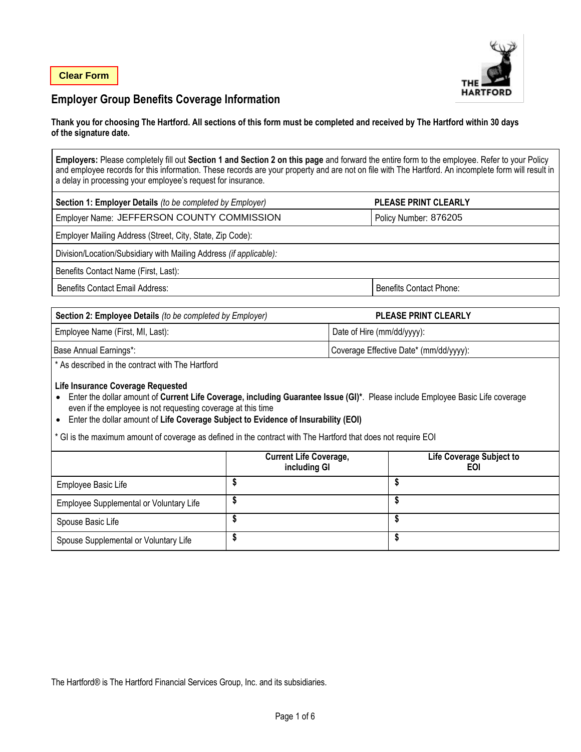Clear Form

THE HARTFORD

# Employer Group Benefits Coverage Information

**Thank you for choosing The Hartford. All sections of this form must be completed and received by The Hartford within 30 days of the signature date.**

**Employers:** Please completely fill out **Section 1 and Section 2 on this page** and forward the entire form to the employee. Refer to your Policy and employee records for this information. These records are your property and are not on file with The Hartford. An incomplete form will result in a delay in processing your employee's request for insurance.

| **Section 1: Employer Details** *(to be completed by Employer)* | **PLEASE PRINT CLEARLY** |
|---|---|
| Employer Name: JEFFERSON COUNTY COMMISSION | Policy Number: 876205 |
| Employer Mailing Address (Street, City, State, Zip Code): | |
| Division/Location/Subsidiary with Mailing Address *(if applicable):* | |
| Benefits Contact Name (First, Last): | |
| Benefits Contact Email Address: | Benefits Contact Phone: |

| **Section 2: Employee Details** *(to be completed by Employer)* | **PLEASE PRINT CLEARLY** |
|---|---|
| Employee Name (First, MI, Last): | Date of Hire (mm/dd/yyyy): |
| Base Annual Earnings*: | Coverage Effective Date* (mm/dd/yyyy): |

\* As described in the contract with The Hartford

**Life Insurance Coverage Requested**

- Enter the dollar amount of **Current Life Coverage, including Guarantee Issue (GI)***. Please include Employee Basic Life coverage even if the employee is not requesting coverage at this time
- Enter the dollar amount of **Life Coverage Subject to Evidence of Insurability (EOI)**

\* GI is the maximum amount of coverage as defined in the contract with The Hartford that does not require EOI

| | **Current Life Coverage, including GI** | **Life Coverage Subject to EOI** |
|---|---|---|
| Employee Basic Life | $ | $ |
| Employee Supplemental or Voluntary Life | $ | $ |
| Spouse Basic Life | $ | $ |
| Spouse Supplemental or Voluntary Life | $ | $ |

The Hartford® is The Hartford Financial Services Group, Inc. and its subsidiaries.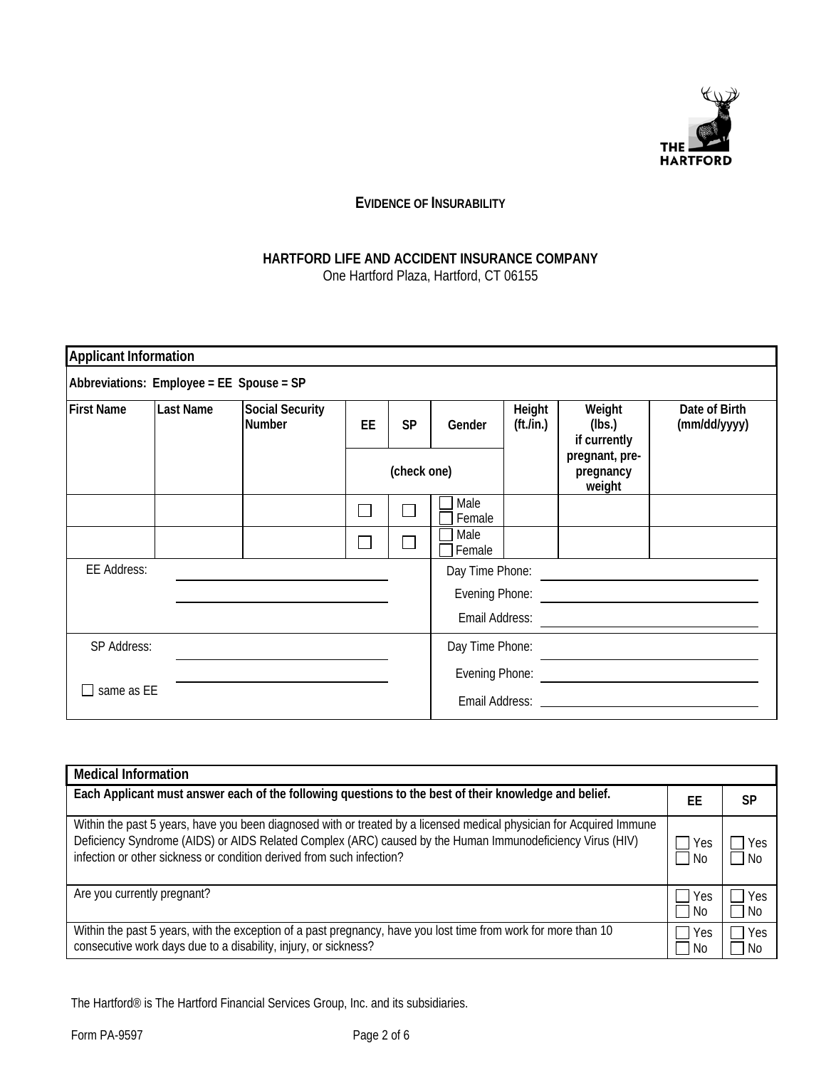THE HARTFORD

## EVIDENCE OF INSURABILITY

**HARTFORD LIFE AND ACCIDENT INSURANCE COMPANY**
One Hartford Plaza, Hartford, CT 06155

**Applicant Information**

**Abbreviations: Employee = EE Spouse = SP**

| First Name | Last Name | Social Security Number | EE | SP | Gender | Height (ft./in.) | Weight (lbs.) if currently pregnant, pre-pregnancy weight | Date of Birth (mm/dd/yyyy) |
|---|---|---|---|---|---|---|---|---|
| | | | (check one) | | | | | |
| | | | ☐ | ☐ | ☐ Male ☐ Female | | | |
| | | | ☐ | ☐ | ☐ Male ☐ Female | | | |

EE Address: ______________________________

______________________________

Day Time Phone: ______________________________

Evening Phone: ______________________________

Email Address: ______________________________

SP Address: ______________________________

______________________________

☐ same as EE

Day Time Phone: ______________________________

Evening Phone: ______________________________

Email Address: ______________________________

**Medical Information**

| **Each Applicant must answer each of the following questions to the best of their knowledge and belief.** | **EE** | **SP** |
|---|---|---|
| Within the past 5 years, have you been diagnosed with or treated by a licensed medical physician for Acquired Immune Deficiency Syndrome (AIDS) or AIDS Related Complex (ARC) caused by the Human Immunodeficiency Virus (HIV) infection or other sickness or condition derived from such infection? | ☐ Yes ☐ No | ☐ Yes ☐ No |
| Are you currently pregnant? | ☐ Yes ☐ No | ☐ Yes ☐ No |
| Within the past 5 years, with the exception of a past pregnancy, have you lost time from work for more than 10 consecutive work days due to a disability, injury, or sickness? | ☐ Yes ☐ No | ☐ Yes ☐ No |

The Hartford® is The Hartford Financial Services Group, Inc. and its subsidiaries.

Form PA-9597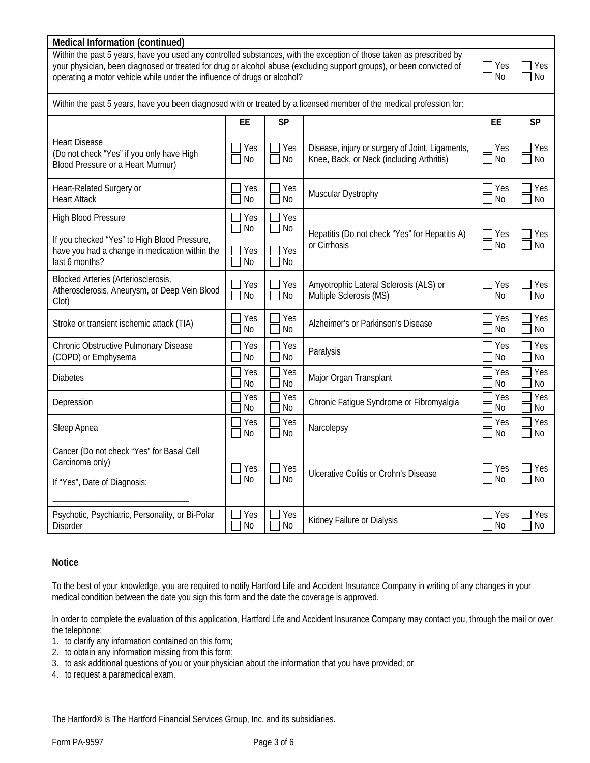## Medical Information (continued)

| Within the past 5 years, have you used any controlled substances, with the exception of those taken as prescribed by your physician, been diagnosed or treated for drug or alcohol abuse (excluding support groups), or been convicted of operating a motor vehicle while under the influence of drugs or alcohol? | ☐ Yes ☐ No | ☐ Yes ☐ No |
|---|---|---|

Within the past 5 years, have you been diagnosed with or treated by a licensed member of the medical profession for:

| | EE | SP | | EE | SP |
|---|---|---|---|---|---|
| Heart Disease (Do not check "Yes" if you only have High Blood Pressure or a Heart Murmur) | ☐ Yes ☐ No | ☐ Yes ☐ No | Disease, injury or surgery of Joint, Ligaments, Knee, Back, or Neck (including Arthritis) | ☐ Yes ☐ No | ☐ Yes ☐ No |
| Heart-Related Surgery or Heart Attack | ☐ Yes ☐ No | ☐ Yes ☐ No | Muscular Dystrophy | ☐ Yes ☐ No | ☐ Yes ☐ No |
| High Blood Pressure | ☐ Yes ☐ No | ☐ Yes ☐ No | Hepatitis (Do not check "Yes" for Hepatitis A) or Cirrhosis | ☐ Yes ☐ No | ☐ Yes ☐ No |
| If you checked "Yes" to High Blood Pressure, have you had a change in medication within the last 6 months? | ☐ Yes ☐ No | ☐ Yes ☐ No | | | |
| Blocked Arteries (Arteriosclerosis, Atherosclerosis, Aneurysm, or Deep Vein Blood Clot) | ☐ Yes ☐ No | ☐ Yes ☐ No | Amyotrophic Lateral Sclerosis (ALS) or Multiple Sclerosis (MS) | ☐ Yes ☐ No | ☐ Yes ☐ No |
| Stroke or transient ischemic attack (TIA) | ☐ Yes ☐ No | ☐ Yes ☐ No | Alzheimer's or Parkinson's Disease | ☐ Yes ☐ No | ☐ Yes ☐ No |
| Chronic Obstructive Pulmonary Disease (COPD) or Emphysema | ☐ Yes ☐ No | ☐ Yes ☐ No | Paralysis | ☐ Yes ☐ No | ☐ Yes ☐ No |
| Diabetes | ☐ Yes ☐ No | ☐ Yes ☐ No | Major Organ Transplant | ☐ Yes ☐ No | ☐ Yes ☐ No |
| Depression | ☐ Yes ☐ No | ☐ Yes ☐ No | Chronic Fatigue Syndrome or Fibromyalgia | ☐ Yes ☐ No | ☐ Yes ☐ No |
| Sleep Apnea | ☐ Yes ☐ No | ☐ Yes ☐ No | Narcolepsy | ☐ Yes ☐ No | ☐ Yes ☐ No |
| Cancer (Do not check "Yes" for Basal Cell Carcinoma only) If "Yes", Date of Diagnosis: ______________________________ | ☐ Yes ☐ No | ☐ Yes ☐ No | Ulcerative Colitis or Crohn's Disease | ☐ Yes ☐ No | ☐ Yes ☐ No |
| Psychotic, Psychiatric, Personality, or Bi-Polar Disorder | ☐ Yes ☐ No | ☐ Yes ☐ No | Kidney Failure or Dialysis | ☐ Yes ☐ No | ☐ Yes ☐ No |

### Notice

To the best of your knowledge, you are required to notify Hartford Life and Accident Insurance Company in writing of any changes in your medical condition between the date you sign this form and the date the coverage is approved.

In order to complete the evaluation of this application, Hartford Life and Accident Insurance Company may contact you, through the mail or over the telephone:

1. to clarify any information contained on this form;
2. to obtain any information missing from this form;
3. to ask additional questions of you or your physician about the information that you have provided; or
4. to request a paramedical exam.

The Hartford® is The Hartford Financial Services Group, Inc. and its subsidiaries.

Form PA-9597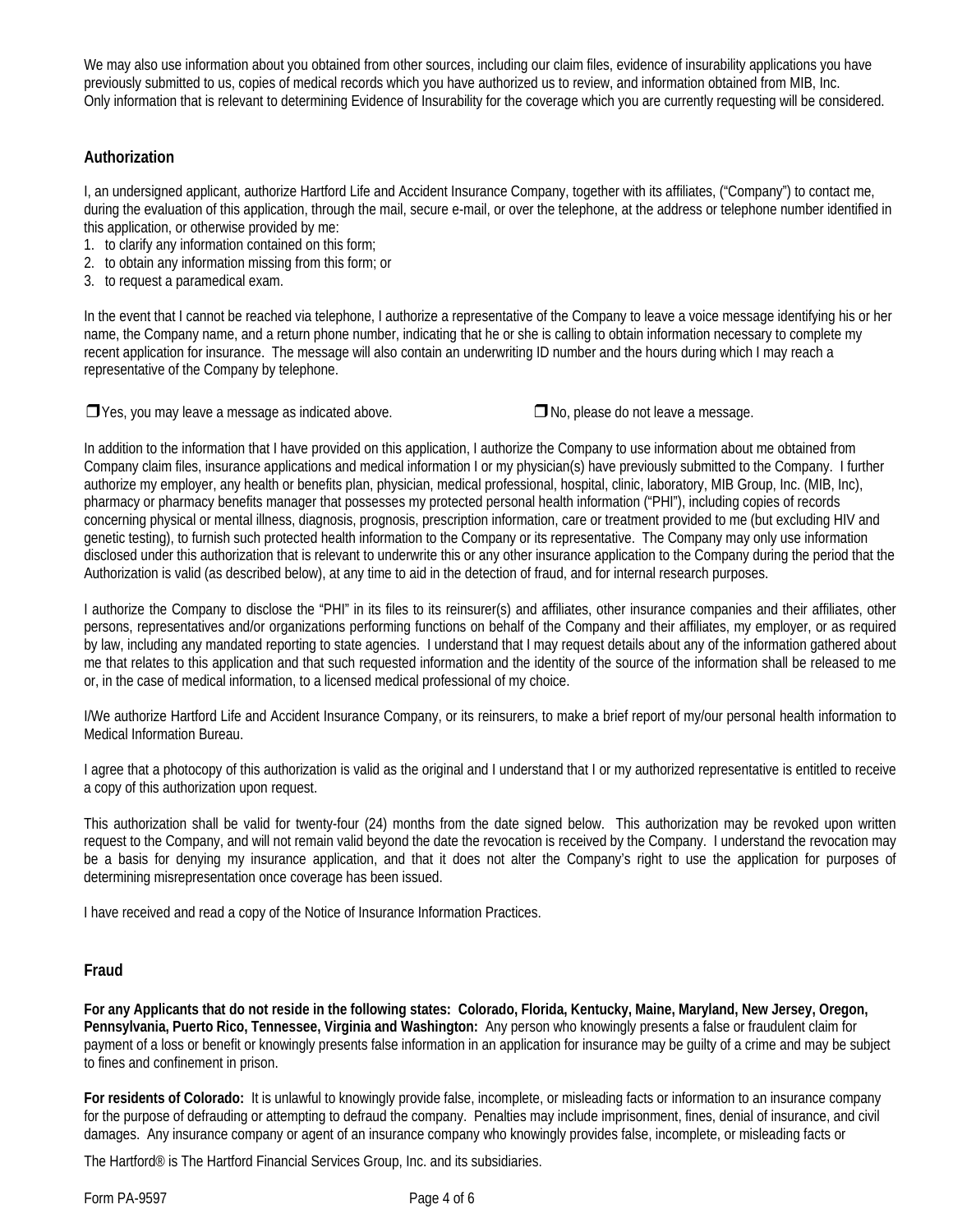We may also use information about you obtained from other sources, including our claim files, evidence of insurability applications you have previously submitted to us, copies of medical records which you have authorized us to review, and information obtained from MIB, Inc. Only information that is relevant to determining Evidence of Insurability for the coverage which you are currently requesting will be considered.

## Authorization

I, an undersigned applicant, authorize Hartford Life and Accident Insurance Company, together with its affiliates, ("Company") to contact me, during the evaluation of this application, through the mail, secure e-mail, or over the telephone, at the address or telephone number identified in this application, or otherwise provided by me:

1. to clarify any information contained on this form;
2. to obtain any information missing from this form; or
3. to request a paramedical exam.

In the event that I cannot be reached via telephone, I authorize a representative of the Company to leave a voice message identifying his or her name, the Company name, and a return phone number, indicating that he or she is calling to obtain information necessary to complete my recent application for insurance. The message will also contain an underwriting ID number and the hours during which I may reach a representative of the Company by telephone.

❒ Yes, you may leave a message as indicated above. ❒ No, please do not leave a message.

In addition to the information that I have provided on this application, I authorize the Company to use information about me obtained from Company claim files, insurance applications and medical information I or my physician(s) have previously submitted to the Company. I further authorize my employer, any health or benefits plan, physician, medical professional, hospital, clinic, laboratory, MIB Group, Inc. (MIB, Inc), pharmacy or pharmacy benefits manager that possesses my protected personal health information ("PHI"), including copies of records concerning physical or mental illness, diagnosis, prognosis, prescription information, care or treatment provided to me (but excluding HIV and genetic testing), to furnish such protected health information to the Company or its representative. The Company may only use information disclosed under this authorization that is relevant to underwrite this or any other insurance application to the Company during the period that the Authorization is valid (as described below), at any time to aid in the detection of fraud, and for internal research purposes.

I authorize the Company to disclose the "PHI" in its files to its reinsurer(s) and affiliates, other insurance companies and their affiliates, other persons, representatives and/or organizations performing functions on behalf of the Company and their affiliates, my employer, or as required by law, including any mandated reporting to state agencies. I understand that I may request details about any of the information gathered about me that relates to this application and that such requested information and the identity of the source of the information shall be released to me or, in the case of medical information, to a licensed medical professional of my choice.

I/We authorize Hartford Life and Accident Insurance Company, or its reinsurers, to make a brief report of my/our personal health information to Medical Information Bureau.

I agree that a photocopy of this authorization is valid as the original and I understand that I or my authorized representative is entitled to receive a copy of this authorization upon request.

This authorization shall be valid for twenty-four (24) months from the date signed below. This authorization may be revoked upon written request to the Company, and will not remain valid beyond the date the revocation is received by the Company. I understand the revocation may be a basis for denying my insurance application, and that it does not alter the Company's right to use the application for purposes of determining misrepresentation once coverage has been issued.

I have received and read a copy of the Notice of Insurance Information Practices.

## Fraud

**For any Applicants that do not reside in the following states: Colorado, Florida, Kentucky, Maine, Maryland, New Jersey, Oregon, Pennsylvania, Puerto Rico, Tennessee, Virginia and Washington:** Any person who knowingly presents a false or fraudulent claim for payment of a loss or benefit or knowingly presents false information in an application for insurance may be guilty of a crime and may be subject to fines and confinement in prison.

**For residents of Colorado:** It is unlawful to knowingly provide false, incomplete, or misleading facts or information to an insurance company for the purpose of defrauding or attempting to defraud the company. Penalties may include imprisonment, fines, denial of insurance, and civil damages. Any insurance company or agent of an insurance company who knowingly provides false, incomplete, or misleading facts or

The Hartford® is The Hartford Financial Services Group, Inc. and its subsidiaries.

Form PA-9597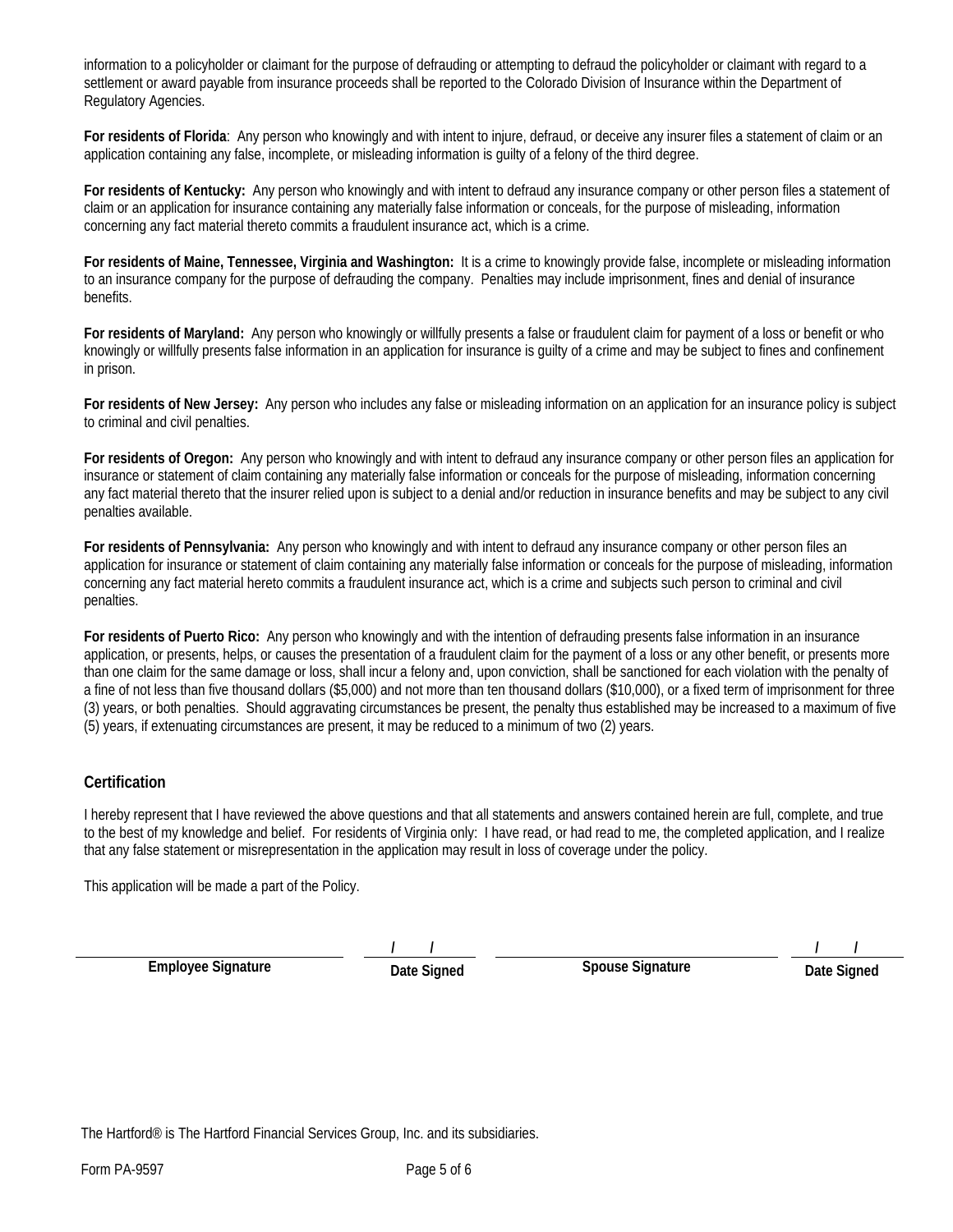information to a policyholder or claimant for the purpose of defrauding or attempting to defraud the policyholder or claimant with regard to a settlement or award payable from insurance proceeds shall be reported to the Colorado Division of Insurance within the Department of Regulatory Agencies.

**For residents of Florida**: Any person who knowingly and with intent to injure, defraud, or deceive any insurer files a statement of claim or an application containing any false, incomplete, or misleading information is guilty of a felony of the third degree.

**For residents of Kentucky:** Any person who knowingly and with intent to defraud any insurance company or other person files a statement of claim or an application for insurance containing any materially false information or conceals, for the purpose of misleading, information concerning any fact material thereto commits a fraudulent insurance act, which is a crime.

**For residents of Maine, Tennessee, Virginia and Washington:** It is a crime to knowingly provide false, incomplete or misleading information to an insurance company for the purpose of defrauding the company. Penalties may include imprisonment, fines and denial of insurance benefits.

**For residents of Maryland:** Any person who knowingly or willfully presents a false or fraudulent claim for payment of a loss or benefit or who knowingly or willfully presents false information in an application for insurance is guilty of a crime and may be subject to fines and confinement in prison.

**For residents of New Jersey:** Any person who includes any false or misleading information on an application for an insurance policy is subject to criminal and civil penalties.

**For residents of Oregon:** Any person who knowingly and with intent to defraud any insurance company or other person files an application for insurance or statement of claim containing any materially false information or conceals for the purpose of misleading, information concerning any fact material thereto that the insurer relied upon is subject to a denial and/or reduction in insurance benefits and may be subject to any civil penalties available.

**For residents of Pennsylvania:** Any person who knowingly and with intent to defraud any insurance company or other person files an application for insurance or statement of claim containing any materially false information or conceals for the purpose of misleading, information concerning any fact material hereto commits a fraudulent insurance act, which is a crime and subjects such person to criminal and civil penalties.

**For residents of Puerto Rico:** Any person who knowingly and with the intention of defrauding presents false information in an insurance application, or presents, helps, or causes the presentation of a fraudulent claim for the payment of a loss or any other benefit, or presents more than one claim for the same damage or loss, shall incur a felony and, upon conviction, shall be sanctioned for each violation with the penalty of a fine of not less than five thousand dollars ($5,000) and not more than ten thousand dollars ($10,000), or a fixed term of imprisonment for three (3) years, or both penalties. Should aggravating circumstances be present, the penalty thus established may be increased to a maximum of five (5) years, if extenuating circumstances are present, it may be reduced to a minimum of two (2) years.

## Certification

I hereby represent that I have reviewed the above questions and that all statements and answers contained herein are full, complete, and true to the best of my knowledge and belief. For residents of Virginia only: I have read, or had read to me, the completed application, and I realize that any false statement or misrepresentation in the application may result in loss of coverage under the policy.

This application will be made a part of the Policy.

| ______________________ | ___/___/___ | ______________________ | ___/___/___ |
|---|---|---|---|
| **Employee Signature** | **Date Signed** | **Spouse Signature** | **Date Signed** |

The Hartford® is The Hartford Financial Services Group, Inc. and its subsidiaries.

Form PA-9597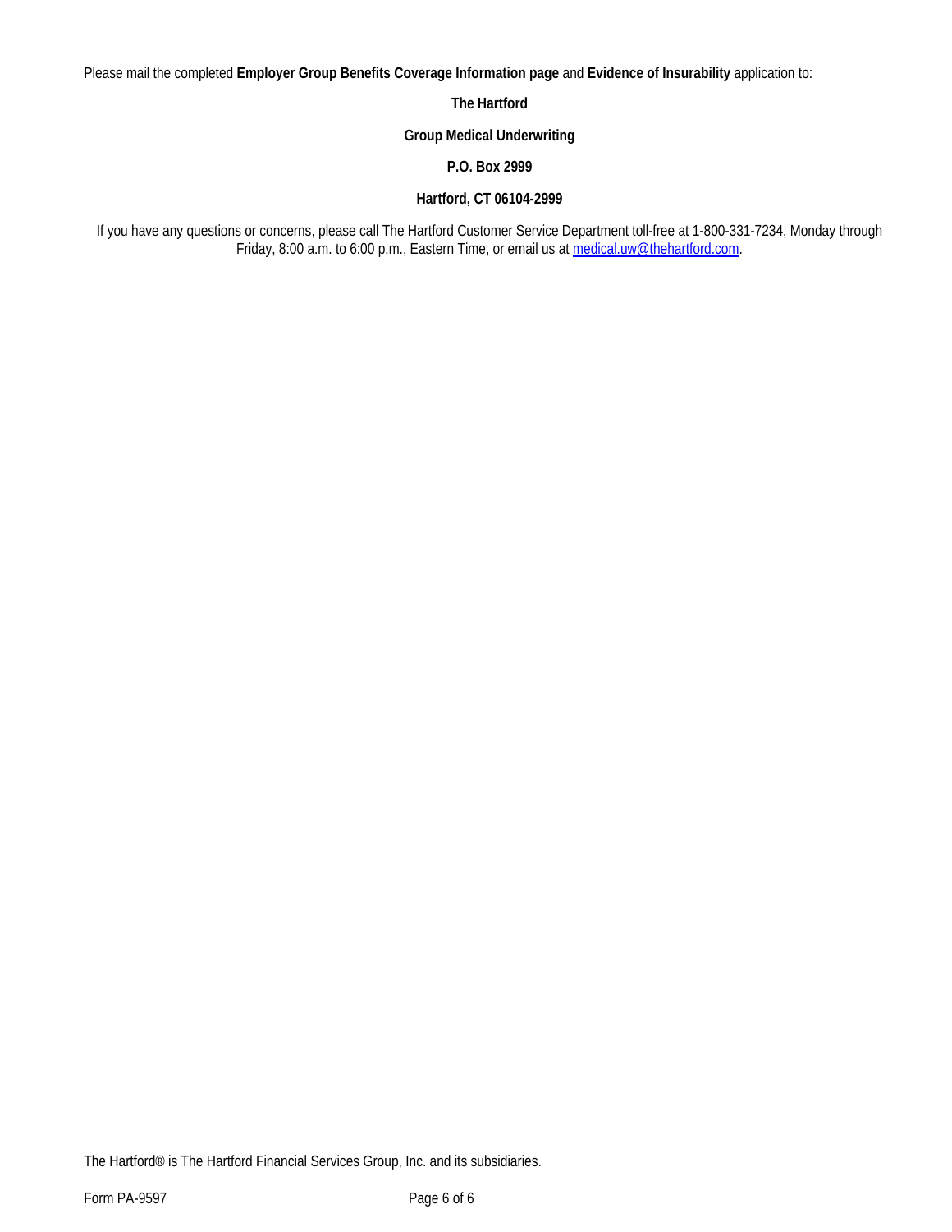Please mail the completed **Employer Group Benefits Coverage Information page** and **Evidence of Insurability** application to:

**The Hartford**

**Group Medical Underwriting**

**P.O. Box 2999**

**Hartford, CT 06104-2999**

If you have any questions or concerns, please call The Hartford Customer Service Department toll-free at 1-800-331-7234, Monday through Friday, 8:00 a.m. to 6:00 p.m., Eastern Time, or email us at medical.uw@thehartford.com.

The Hartford® is The Hartford Financial Services Group, Inc. and its subsidiaries.

Form PA-9597